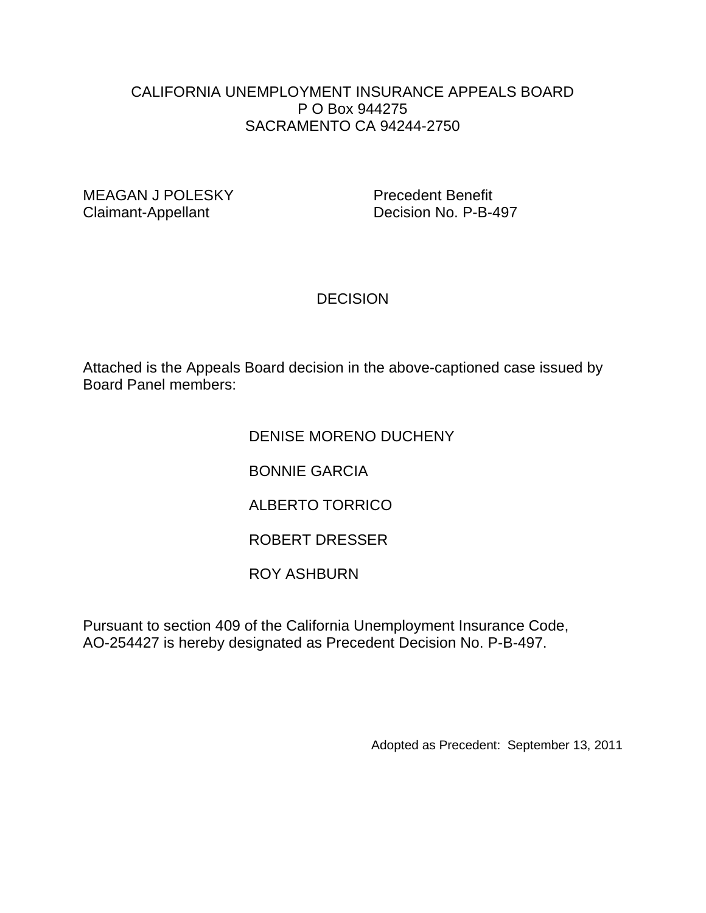CALIFORNIA UNEMPLOYMENT INSURANCE APPEALS BOARD
P O Box 944275
SACRAMENTO CA 94244-2750

MEAGAN J POLESKY
Claimant-Appellant

Precedent Benefit
Decision No. P-B-497

# DECISION

Attached is the Appeals Board decision in the above-captioned case issued by Board Panel members:

DENISE MORENO DUCHENY

BONNIE GARCIA

ALBERTO TORRICO

ROBERT DRESSER

ROY ASHBURN

Pursuant to section 409 of the California Unemployment Insurance Code, AO-254427 is hereby designated as Precedent Decision No. P-B-497.

Adopted as Precedent: September 13, 2011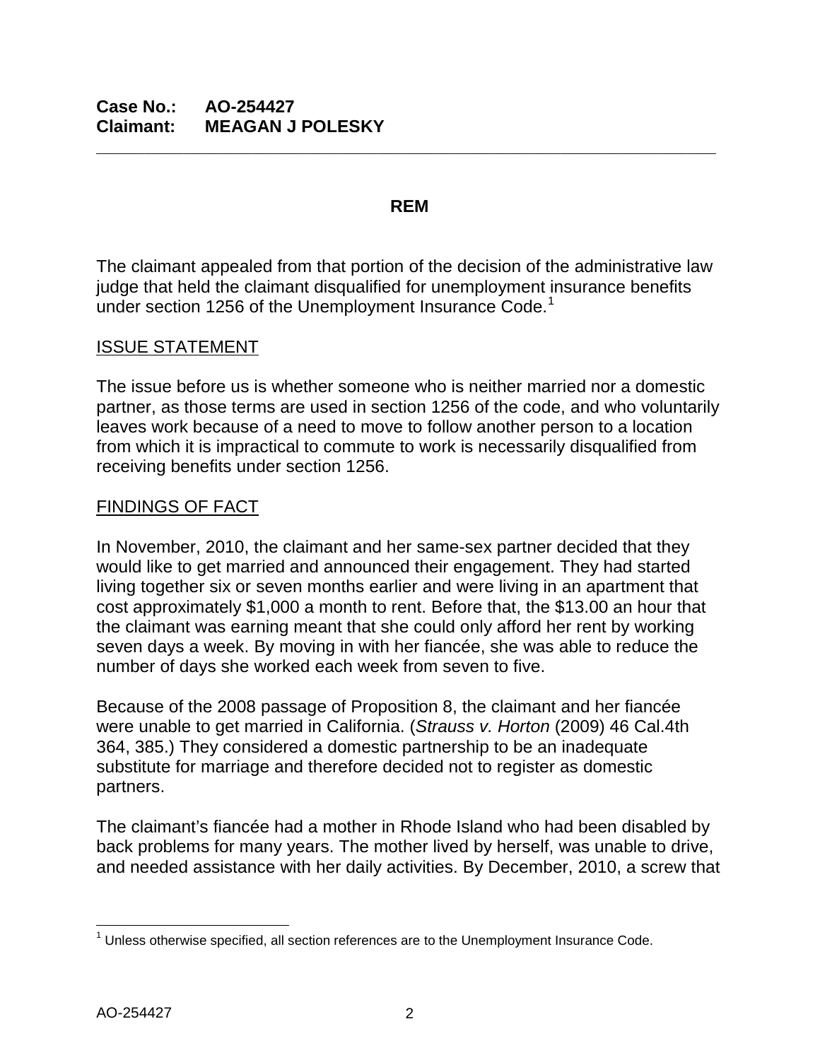**Case No.: AO-254427**
**Claimant: MEAGAN J POLESKY**

---

**REM**

The claimant appealed from that portion of the decision of the administrative law judge that held the claimant disqualified for unemployment insurance benefits under section 1256 of the Unemployment Insurance Code.[1]

ISSUE STATEMENT

The issue before us is whether someone who is neither married nor a domestic partner, as those terms are used in section 1256 of the code, and who voluntarily leaves work because of a need to move to follow another person to a location from which it is impractical to commute to work is necessarily disqualified from receiving benefits under section 1256.

FINDINGS OF FACT

In November, 2010, the claimant and her same-sex partner decided that they would like to get married and announced their engagement. They had started living together six or seven months earlier and were living in an apartment that cost approximately $1,000 a month to rent. Before that, the $13.00 an hour that the claimant was earning meant that she could only afford her rent by working seven days a week. By moving in with her fiancée, she was able to reduce the number of days she worked each week from seven to five.

Because of the 2008 passage of Proposition 8, the claimant and her fiancée were unable to get married in California. (*Strauss v. Horton* (2009) 46 Cal.4th 364, 385.) They considered a domestic partnership to be an inadequate substitute for marriage and therefore decided not to register as domestic partners.

The claimant's fiancée had a mother in Rhode Island who had been disabled by back problems for many years. The mother lived by herself, was unable to drive, and needed assistance with her daily activities. By December, 2010, a screw that

---

[1] Unless otherwise specified, all section references are to the Unemployment Insurance Code.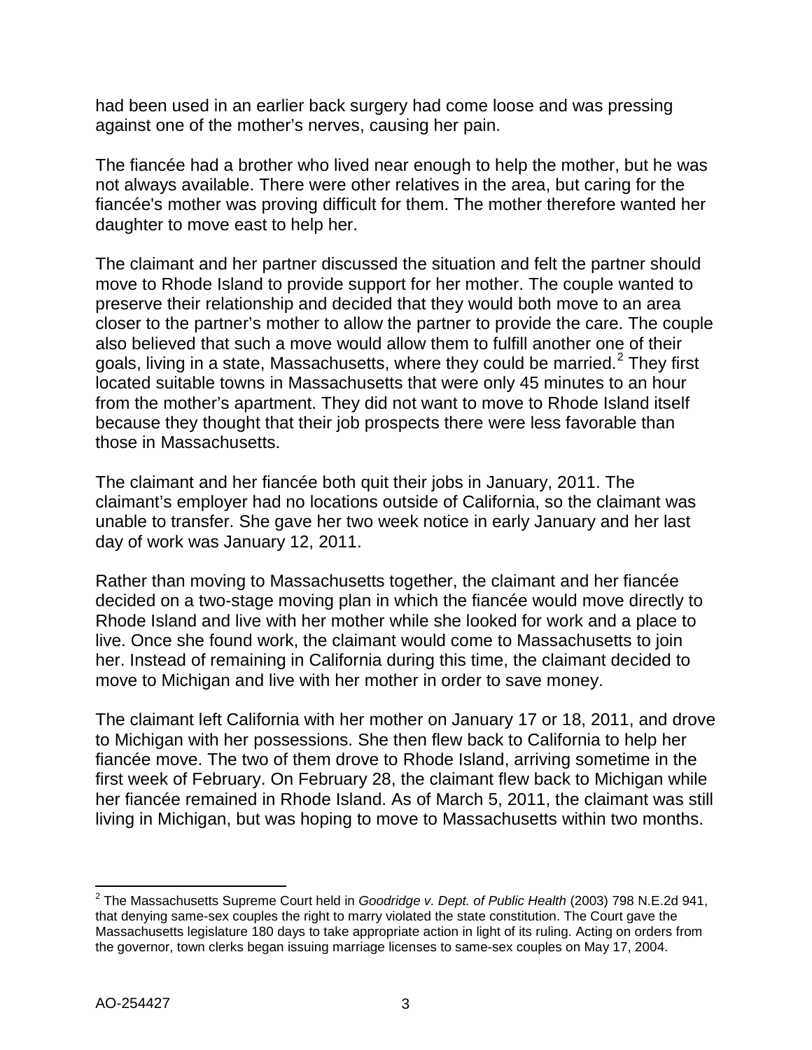had been used in an earlier back surgery had come loose and was pressing against one of the mother's nerves, causing her pain.

The fiancée had a brother who lived near enough to help the mother, but he was not always available. There were other relatives in the area, but caring for the fiancée's mother was proving difficult for them. The mother therefore wanted her daughter to move east to help her.

The claimant and her partner discussed the situation and felt the partner should move to Rhode Island to provide support for her mother. The couple wanted to preserve their relationship and decided that they would both move to an area closer to the partner's mother to allow the partner to provide the care. The couple also believed that such a move would allow them to fulfill another one of their goals, living in a state, Massachusetts, where they could be married.[2] They first located suitable towns in Massachusetts that were only 45 minutes to an hour from the mother's apartment. They did not want to move to Rhode Island itself because they thought that their job prospects there were less favorable than those in Massachusetts.

The claimant and her fiancée both quit their jobs in January, 2011. The claimant's employer had no locations outside of California, so the claimant was unable to transfer. She gave her two week notice in early January and her last day of work was January 12, 2011.

Rather than moving to Massachusetts together, the claimant and her fiancée decided on a two-stage moving plan in which the fiancée would move directly to Rhode Island and live with her mother while she looked for work and a place to live. Once she found work, the claimant would come to Massachusetts to join her. Instead of remaining in California during this time, the claimant decided to move to Michigan and live with her mother in order to save money.

The claimant left California with her mother on January 17 or 18, 2011, and drove to Michigan with her possessions. She then flew back to California to help her fiancée move. The two of them drove to Rhode Island, arriving sometime in the first week of February. On February 28, the claimant flew back to Michigan while her fiancée remained in Rhode Island. As of March 5, 2011, the claimant was still living in Michigan, but was hoping to move to Massachusetts within two months.

---

[2] The Massachusetts Supreme Court held in *Goodridge v. Dept. of Public Health* (2003) 798 N.E.2d 941, that denying same-sex couples the right to marry violated the state constitution. The Court gave the Massachusetts legislature 180 days to take appropriate action in light of its ruling. Acting on orders from the governor, town clerks began issuing marriage licenses to same-sex couples on May 17, 2004.

AO-254427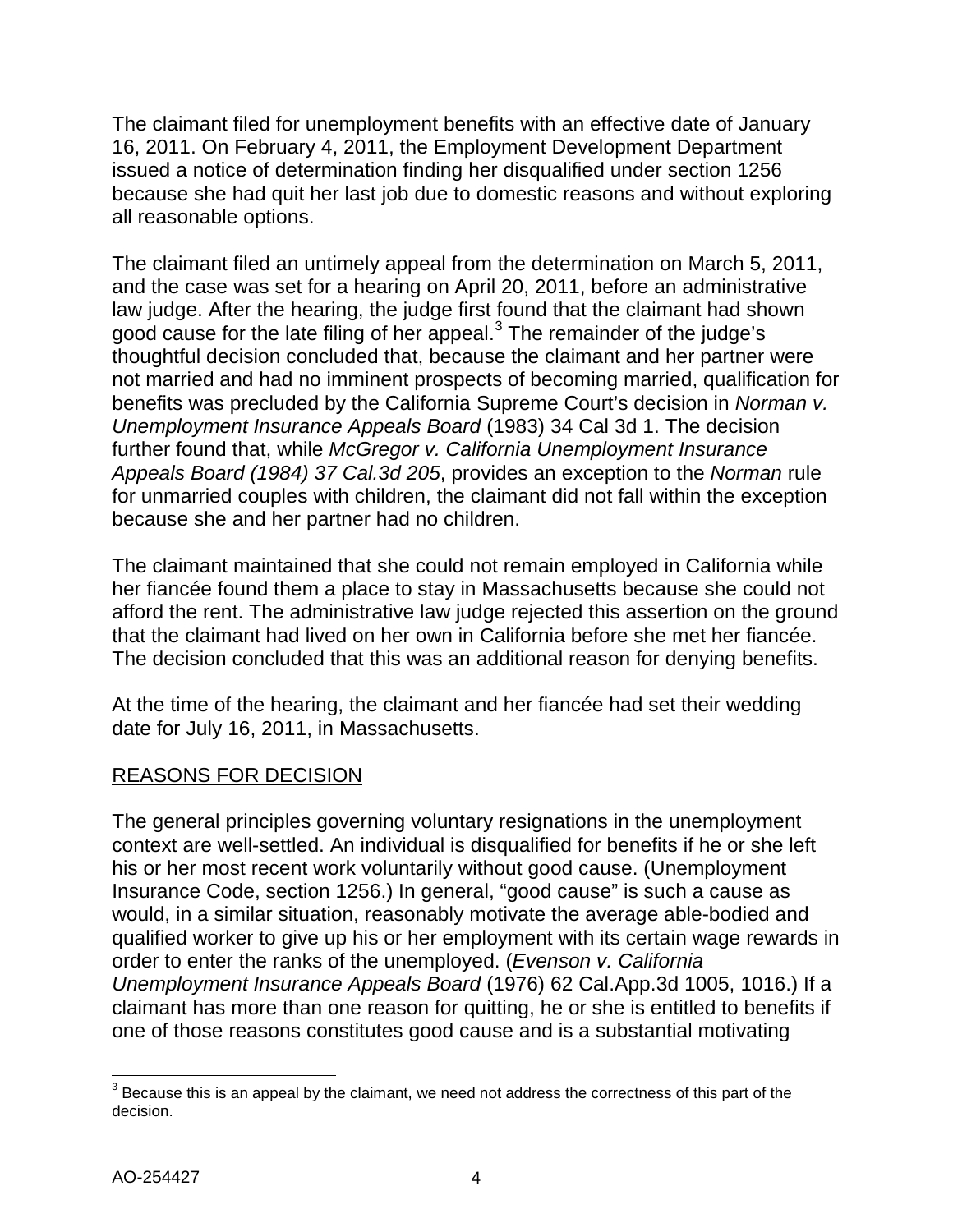The claimant filed for unemployment benefits with an effective date of January 16, 2011. On February 4, 2011, the Employment Development Department issued a notice of determination finding her disqualified under section 1256 because she had quit her last job due to domestic reasons and without exploring all reasonable options.

The claimant filed an untimely appeal from the determination on March 5, 2011, and the case was set for a hearing on April 20, 2011, before an administrative law judge. After the hearing, the judge first found that the claimant had shown good cause for the late filing of her appeal.[3] The remainder of the judge's thoughtful decision concluded that, because the claimant and her partner were not married and had no imminent prospects of becoming married, qualification for benefits was precluded by the California Supreme Court's decision in *Norman v. Unemployment Insurance Appeals Board* (1983) 34 Cal 3d 1. The decision further found that, while *McGregor v. California Unemployment Insurance Appeals Board (1984) 37 Cal.3d 205*, provides an exception to the *Norman* rule for unmarried couples with children, the claimant did not fall within the exception because she and her partner had no children.

The claimant maintained that she could not remain employed in California while her fiancée found them a place to stay in Massachusetts because she could not afford the rent. The administrative law judge rejected this assertion on the ground that the claimant had lived on her own in California before she met her fiancée. The decision concluded that this was an additional reason for denying benefits.

At the time of the hearing, the claimant and her fiancée had set their wedding date for July 16, 2011, in Massachusetts.

## REASONS FOR DECISION

The general principles governing voluntary resignations in the unemployment context are well-settled. An individual is disqualified for benefits if he or she left his or her most recent work voluntarily without good cause. (Unemployment Insurance Code, section 1256.) In general, "good cause" is such a cause as would, in a similar situation, reasonably motivate the average able-bodied and qualified worker to give up his or her employment with its certain wage rewards in order to enter the ranks of the unemployed. (*Evenson v. California Unemployment Insurance Appeals Board* (1976) 62 Cal.App.3d 1005, 1016.) If a claimant has more than one reason for quitting, he or she is entitled to benefits if one of those reasons constitutes good cause and is a substantial motivating

[3] Because this is an appeal by the claimant, we need not address the correctness of this part of the decision.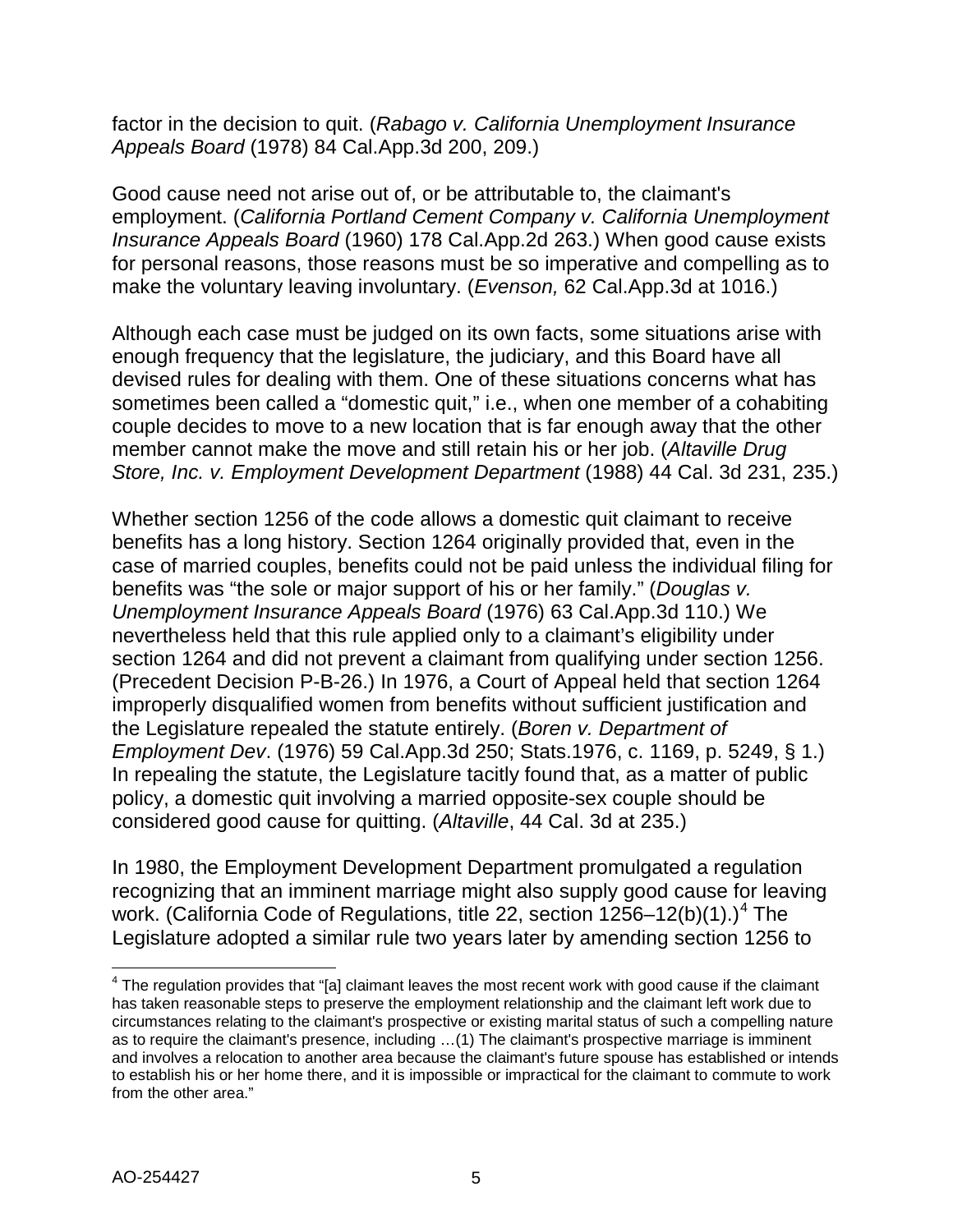factor in the decision to quit. (*Rabago v. California Unemployment Insurance Appeals Board* (1978) 84 Cal.App.3d 200, 209.)

Good cause need not arise out of, or be attributable to, the claimant's employment. (*California Portland Cement Company v. California Unemployment Insurance Appeals Board* (1960) 178 Cal.App.2d 263.) When good cause exists for personal reasons, those reasons must be so imperative and compelling as to make the voluntary leaving involuntary. (*Evenson,* 62 Cal.App.3d at 1016.)

Although each case must be judged on its own facts, some situations arise with enough frequency that the legislature, the judiciary, and this Board have all devised rules for dealing with them. One of these situations concerns what has sometimes been called a "domestic quit," i.e., when one member of a cohabiting couple decides to move to a new location that is far enough away that the other member cannot make the move and still retain his or her job. (*Altaville Drug Store, Inc. v. Employment Development Department* (1988) 44 Cal. 3d 231, 235.)

Whether section 1256 of the code allows a domestic quit claimant to receive benefits has a long history. Section 1264 originally provided that, even in the case of married couples, benefits could not be paid unless the individual filing for benefits was "the sole or major support of his or her family." (*Douglas v. Unemployment Insurance Appeals Board* (1976) 63 Cal.App.3d 110.) We nevertheless held that this rule applied only to a claimant's eligibility under section 1264 and did not prevent a claimant from qualifying under section 1256. (Precedent Decision P-B-26.) In 1976, a Court of Appeal held that section 1264 improperly disqualified women from benefits without sufficient justification and the Legislature repealed the statute entirely. (*Boren v. Department of Employment Dev*. (1976) 59 Cal.App.3d 250; Stats.1976, c. 1169, p. 5249, § 1.) In repealing the statute, the Legislature tacitly found that, as a matter of public policy, a domestic quit involving a married opposite-sex couple should be considered good cause for quitting. (*Altaville*, 44 Cal. 3d at 235.)

In 1980, the Employment Development Department promulgated a regulation recognizing that an imminent marriage might also supply good cause for leaving work. (California Code of Regulations, title 22, section 1256–12(b)(1).)[4] The Legislature adopted a similar rule two years later by amending section 1256 to

[4] The regulation provides that "[a] claimant leaves the most recent work with good cause if the claimant has taken reasonable steps to preserve the employment relationship and the claimant left work due to circumstances relating to the claimant's prospective or existing marital status of such a compelling nature as to require the claimant's presence, including …(1) The claimant's prospective marriage is imminent and involves a relocation to another area because the claimant's future spouse has established or intends to establish his or her home there, and it is impossible or impractical for the claimant to commute to work from the other area."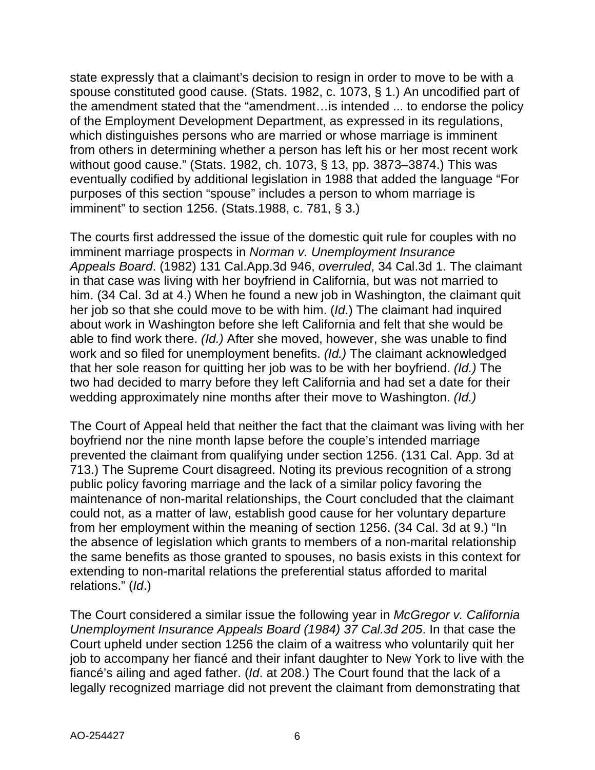state expressly that a claimant's decision to resign in order to move to be with a spouse constituted good cause. (Stats. 1982, c. 1073, § 1.) An uncodified part of the amendment stated that the "amendment…is intended ... to endorse the policy of the Employment Development Department, as expressed in its regulations, which distinguishes persons who are married or whose marriage is imminent from others in determining whether a person has left his or her most recent work without good cause." (Stats. 1982, ch. 1073, § 13, pp. 3873–3874.) This was eventually codified by additional legislation in 1988 that added the language "For purposes of this section "spouse" includes a person to whom marriage is imminent" to section 1256. (Stats.1988, c. 781, § 3.)

The courts first addressed the issue of the domestic quit rule for couples with no imminent marriage prospects in *Norman v. Unemployment Insurance Appeals Board*. (1982) 131 Cal.App.3d 946, *overruled*, 34 Cal.3d 1. The claimant in that case was living with her boyfriend in California, but was not married to him. (34 Cal. 3d at 4.) When he found a new job in Washington, the claimant quit her job so that she could move to be with him. (*Id*.) The claimant had inquired about work in Washington before she left California and felt that she would be able to find work there. *(Id.)* After she moved, however, she was unable to find work and so filed for unemployment benefits. *(Id.)* The claimant acknowledged that her sole reason for quitting her job was to be with her boyfriend. *(Id.)* The two had decided to marry before they left California and had set a date for their wedding approximately nine months after their move to Washington. *(Id.)*

The Court of Appeal held that neither the fact that the claimant was living with her boyfriend nor the nine month lapse before the couple's intended marriage prevented the claimant from qualifying under section 1256. (131 Cal. App. 3d at 713.) The Supreme Court disagreed. Noting its previous recognition of a strong public policy favoring marriage and the lack of a similar policy favoring the maintenance of non-marital relationships, the Court concluded that the claimant could not, as a matter of law, establish good cause for her voluntary departure from her employment within the meaning of section 1256. (34 Cal. 3d at 9.) "In the absence of legislation which grants to members of a non-marital relationship the same benefits as those granted to spouses, no basis exists in this context for extending to non-marital relations the preferential status afforded to marital relations." (*Id*.)

The Court considered a similar issue the following year in *McGregor v. California Unemployment Insurance Appeals Board (1984) 37 Cal.3d 205*. In that case the Court upheld under section 1256 the claim of a waitress who voluntarily quit her job to accompany her fiancé and their infant daughter to New York to live with the fiancé's ailing and aged father. (*Id*. at 208.) The Court found that the lack of a legally recognized marriage did not prevent the claimant from demonstrating that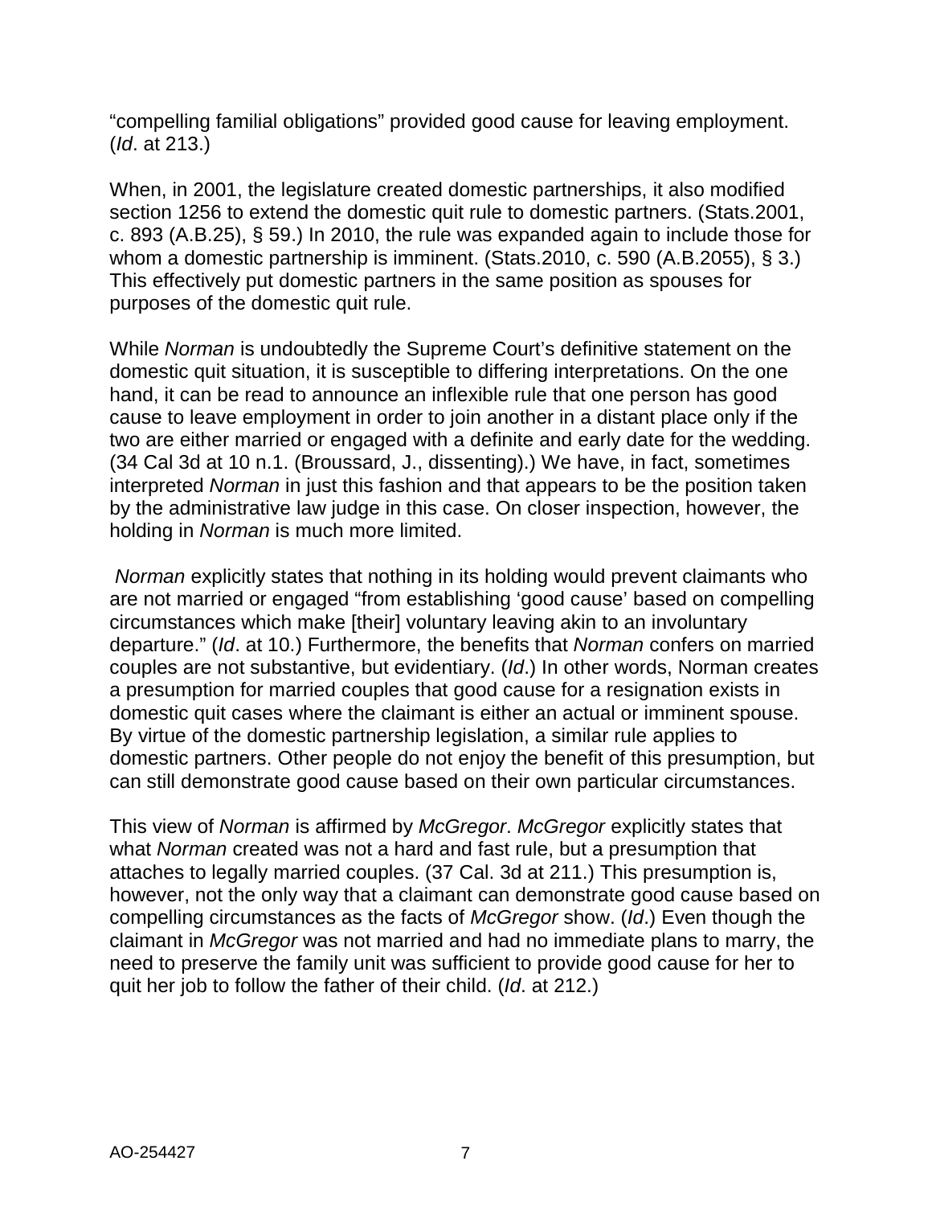"compelling familial obligations" provided good cause for leaving employment. (*Id*. at 213.)

When, in 2001, the legislature created domestic partnerships, it also modified section 1256 to extend the domestic quit rule to domestic partners. (Stats.2001, c. 893 (A.B.25), § 59.) In 2010, the rule was expanded again to include those for whom a domestic partnership is imminent. (Stats.2010, c. 590 (A.B.2055), § 3.) This effectively put domestic partners in the same position as spouses for purposes of the domestic quit rule.

While *Norman* is undoubtedly the Supreme Court's definitive statement on the domestic quit situation, it is susceptible to differing interpretations. On the one hand, it can be read to announce an inflexible rule that one person has good cause to leave employment in order to join another in a distant place only if the two are either married or engaged with a definite and early date for the wedding. (34 Cal 3d at 10 n.1. (Broussard, J., dissenting).) We have, in fact, sometimes interpreted *Norman* in just this fashion and that appears to be the position taken by the administrative law judge in this case. On closer inspection, however, the holding in *Norman* is much more limited.

*Norman* explicitly states that nothing in its holding would prevent claimants who are not married or engaged "from establishing 'good cause' based on compelling circumstances which make [their] voluntary leaving akin to an involuntary departure." (*Id*. at 10.) Furthermore, the benefits that *Norman* confers on married couples are not substantive, but evidentiary. (*Id*.) In other words, Norman creates a presumption for married couples that good cause for a resignation exists in domestic quit cases where the claimant is either an actual or imminent spouse. By virtue of the domestic partnership legislation, a similar rule applies to domestic partners. Other people do not enjoy the benefit of this presumption, but can still demonstrate good cause based on their own particular circumstances.

This view of *Norman* is affirmed by *McGregor*. *McGregor* explicitly states that what *Norman* created was not a hard and fast rule, but a presumption that attaches to legally married couples. (37 Cal. 3d at 211.) This presumption is, however, not the only way that a claimant can demonstrate good cause based on compelling circumstances as the facts of *McGregor* show. (*Id*.) Even though the claimant in *McGregor* was not married and had no immediate plans to marry, the need to preserve the family unit was sufficient to provide good cause for her to quit her job to follow the father of their child. (*Id*. at 212.)

AO-254427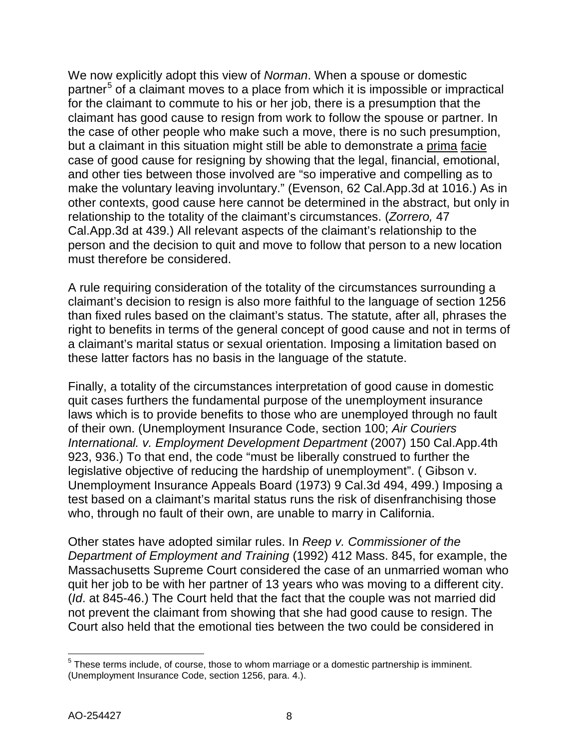We now explicitly adopt this view of *Norman*. When a spouse or domestic partner[5] of a claimant moves to a place from which it is impossible or impractical for the claimant to commute to his or her job, there is a presumption that the claimant has good cause to resign from work to follow the spouse or partner. In the case of other people who make such a move, there is no such presumption, but a claimant in this situation might still be able to demonstrate a prima facie case of good cause for resigning by showing that the legal, financial, emotional, and other ties between those involved are "so imperative and compelling as to make the voluntary leaving involuntary." (Evenson, 62 Cal.App.3d at 1016.) As in other contexts, good cause here cannot be determined in the abstract, but only in relationship to the totality of the claimant's circumstances. (*Zorrero,* 47 Cal.App.3d at 439.) All relevant aspects of the claimant's relationship to the person and the decision to quit and move to follow that person to a new location must therefore be considered.

A rule requiring consideration of the totality of the circumstances surrounding a claimant's decision to resign is also more faithful to the language of section 1256 than fixed rules based on the claimant's status. The statute, after all, phrases the right to benefits in terms of the general concept of good cause and not in terms of a claimant's marital status or sexual orientation. Imposing a limitation based on these latter factors has no basis in the language of the statute.

Finally, a totality of the circumstances interpretation of good cause in domestic quit cases furthers the fundamental purpose of the unemployment insurance laws which is to provide benefits to those who are unemployed through no fault of their own. (Unemployment Insurance Code, section 100; *Air Couriers International. v. Employment Development Department* (2007) 150 Cal.App.4th 923, 936.) To that end, the code "must be liberally construed to further the legislative objective of reducing the hardship of unemployment". ( Gibson v. Unemployment Insurance Appeals Board (1973) 9 Cal.3d 494, 499.) Imposing a test based on a claimant's marital status runs the risk of disenfranchising those who, through no fault of their own, are unable to marry in California.

Other states have adopted similar rules. In *Reep v. Commissioner of the Department of Employment and Training* (1992) 412 Mass. 845, for example, the Massachusetts Supreme Court considered the case of an unmarried woman who quit her job to be with her partner of 13 years who was moving to a different city. (*Id*. at 845-46.) The Court held that the fact that the couple was not married did not prevent the claimant from showing that she had good cause to resign. The Court also held that the emotional ties between the two could be considered in

---

[5] These terms include, of course, those to whom marriage or a domestic partnership is imminent. (Unemployment Insurance Code, section 1256, para. 4.).

AO-254427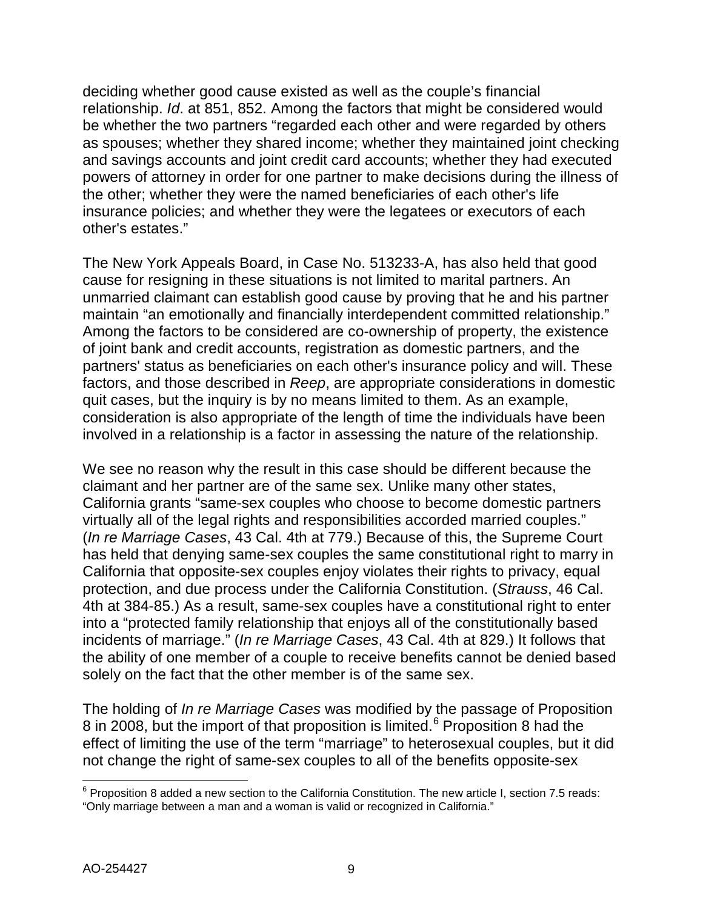deciding whether good cause existed as well as the couple's financial relationship. *Id*. at 851, 852. Among the factors that might be considered would be whether the two partners "regarded each other and were regarded by others as spouses; whether they shared income; whether they maintained joint checking and savings accounts and joint credit card accounts; whether they had executed powers of attorney in order for one partner to make decisions during the illness of the other; whether they were the named beneficiaries of each other's life insurance policies; and whether they were the legatees or executors of each other's estates."

The New York Appeals Board, in Case No. 513233-A, has also held that good cause for resigning in these situations is not limited to marital partners. An unmarried claimant can establish good cause by proving that he and his partner maintain "an emotionally and financially interdependent committed relationship." Among the factors to be considered are co-ownership of property, the existence of joint bank and credit accounts, registration as domestic partners, and the partners' status as beneficiaries on each other's insurance policy and will. These factors, and those described in *Reep*, are appropriate considerations in domestic quit cases, but the inquiry is by no means limited to them. As an example, consideration is also appropriate of the length of time the individuals have been involved in a relationship is a factor in assessing the nature of the relationship.

We see no reason why the result in this case should be different because the claimant and her partner are of the same sex. Unlike many other states, California grants "same-sex couples who choose to become domestic partners virtually all of the legal rights and responsibilities accorded married couples." (*In re Marriage Cases*, 43 Cal. 4th at 779.) Because of this, the Supreme Court has held that denying same-sex couples the same constitutional right to marry in California that opposite-sex couples enjoy violates their rights to privacy, equal protection, and due process under the California Constitution. (*Strauss*, 46 Cal. 4th at 384-85.) As a result, same-sex couples have a constitutional right to enter into a "protected family relationship that enjoys all of the constitutionally based incidents of marriage." (*In re Marriage Cases*, 43 Cal. 4th at 829.) It follows that the ability of one member of a couple to receive benefits cannot be denied based solely on the fact that the other member is of the same sex.

The holding of *In re Marriage Cases* was modified by the passage of Proposition 8 in 2008, but the import of that proposition is limited.[6] Proposition 8 had the effect of limiting the use of the term "marriage" to heterosexual couples, but it did not change the right of same-sex couples to all of the benefits opposite-sex

[6] Proposition 8 added a new section to the California Constitution. The new article I, section 7.5 reads: "Only marriage between a man and a woman is valid or recognized in California."

AO-254427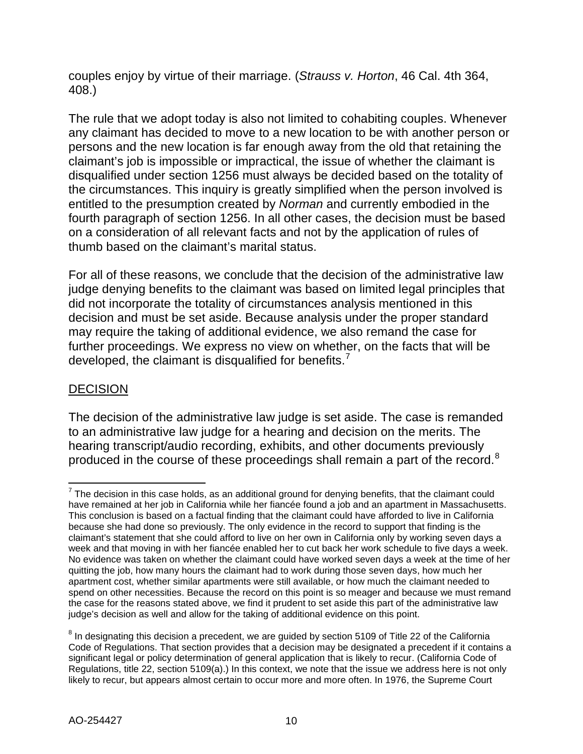couples enjoy by virtue of their marriage. (*Strauss v. Horton*, 46 Cal. 4th 364, 408.)

The rule that we adopt today is also not limited to cohabiting couples. Whenever any claimant has decided to move to a new location to be with another person or persons and the new location is far enough away from the old that retaining the claimant's job is impossible or impractical, the issue of whether the claimant is disqualified under section 1256 must always be decided based on the totality of the circumstances. This inquiry is greatly simplified when the person involved is entitled to the presumption created by *Norman* and currently embodied in the fourth paragraph of section 1256. In all other cases, the decision must be based on a consideration of all relevant facts and not by the application of rules of thumb based on the claimant's marital status.

For all of these reasons, we conclude that the decision of the administrative law judge denying benefits to the claimant was based on limited legal principles that did not incorporate the totality of circumstances analysis mentioned in this decision and must be set aside. Because analysis under the proper standard may require the taking of additional evidence, we also remand the case for further proceedings. We express no view on whether, on the facts that will be developed, the claimant is disqualified for benefits.[7]

## DECISION

The decision of the administrative law judge is set aside. The case is remanded to an administrative law judge for a hearing and decision on the merits. The hearing transcript/audio recording, exhibits, and other documents previously produced in the course of these proceedings shall remain a part of the record.[8]

---

[7] The decision in this case holds, as an additional ground for denying benefits, that the claimant could have remained at her job in California while her fiancée found a job and an apartment in Massachusetts. This conclusion is based on a factual finding that the claimant could have afforded to live in California because she had done so previously. The only evidence in the record to support that finding is the claimant's statement that she could afford to live on her own in California only by working seven days a week and that moving in with her fiancée enabled her to cut back her work schedule to five days a week. No evidence was taken on whether the claimant could have worked seven days a week at the time of her quitting the job, how many hours the claimant had to work during those seven days, how much her apartment cost, whether similar apartments were still available, or how much the claimant needed to spend on other necessities. Because the record on this point is so meager and because we must remand the case for the reasons stated above, we find it prudent to set aside this part of the administrative law judge's decision as well and allow for the taking of additional evidence on this point.

[8] In designating this decision a precedent, we are guided by section 5109 of Title 22 of the California Code of Regulations. That section provides that a decision may be designated a precedent if it contains a significant legal or policy determination of general application that is likely to recur. (California Code of Regulations, title 22, section 5109(a).) In this context, we note that the issue we address here is not only likely to recur, but appears almost certain to occur more and more often. In 1976, the Supreme Court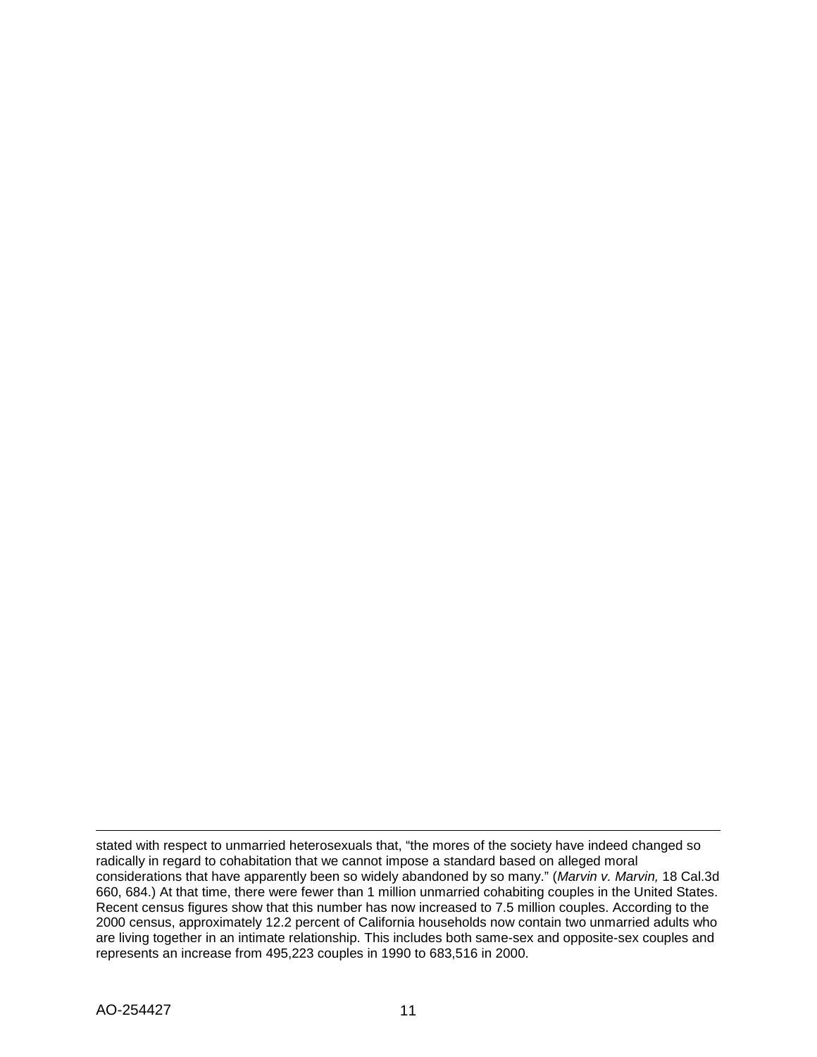stated with respect to unmarried heterosexuals that, "the mores of the society have indeed changed so radically in regard to cohabitation that we cannot impose a standard based on alleged moral considerations that have apparently been so widely abandoned by so many." (*Marvin v. Marvin,* 18 Cal.3d 660, 684.) At that time, there were fewer than 1 million unmarried cohabiting couples in the United States. Recent census figures show that this number has now increased to 7.5 million couples. According to the 2000 census, approximately 12.2 percent of California households now contain two unmarried adults who are living together in an intimate relationship. This includes both same-sex and opposite-sex couples and represents an increase from 495,223 couples in 1990 to 683,516 in 2000.